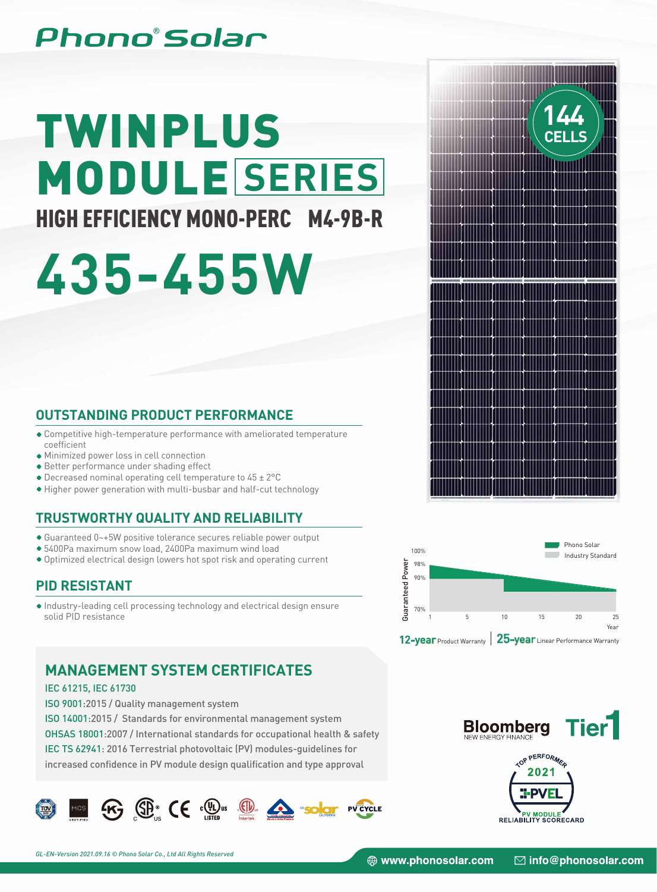Phono® Solar

# TWINPLUS MODULE SERIES

## HIGH EFFICIENCY MONO-PERC M4-9B-R

# 435-455W

144 CELLS

## OUTSTANDING PRODUCT PERFORMANCE

- Competitive high-temperature performance with ameliorated temperature coefficient
- Minimized power loss in cell connection
- Better performance under shading effect
- Decreased nominal operating cell temperature to 45 ± 2°C
- Higher power generation with multi-busbar and half-cut technology

## TRUSTWORTHY QUALITY AND RELIABILITY

- Guaranteed 0~+5W positive tolerance secures reliable power output
- 5400Pa maximum snow load, 2400Pa maximum wind load
- Optimized electrical design lowers hot spot risk and operating current

## PID RESISTANT

- Industry-leading cell processing technology and electrical design ensure solid PID resistance

Phono Solar | Industry Standard

Guaranteed Power: 100%, 98%, 90%, 70%

Year: 1, 5, 10, 15, 20, 25

**12-year** Product Warranty | **25-year** Linear Performance Warranty

## MANAGEMENT SYSTEM CERTIFICATES

IEC 61215, IEC 61730

ISO 9001:2015 / Quality management system

ISO 14001:2015 / Standards for environmental management system

OHSAS 18001:2007 / International standards for occupational health & safety

IEC TS 62941: 2016 Terrestrial photovoltaic (PV) modules-guidelines for increased confidence in PV module design qualification and type approval

Bloomberg NEW ENERGY FINANCE Tier1

TOP PERFORMER 2021 PVEL PV MODULE RELIABILITY SCORECARD

*GL-EN-Version 2021.09.16 © Phono Solar Co., Ltd All Rights Reserved*

www.phonosolar.com | info@phonosolar.com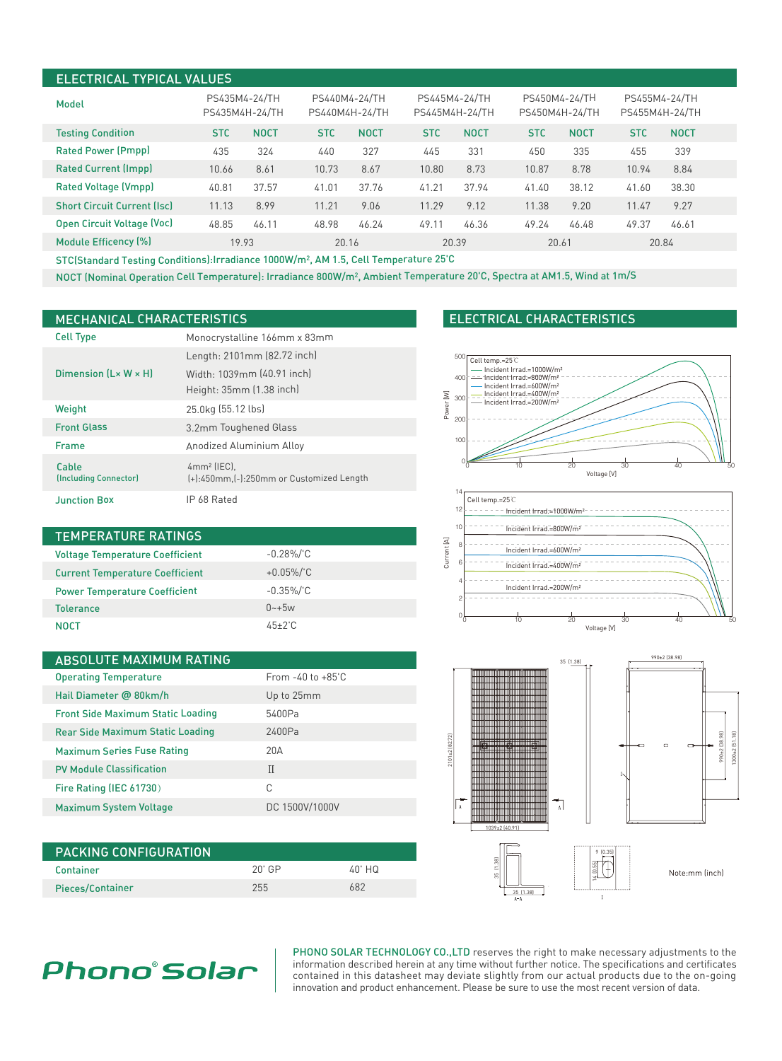## ELECTRICAL TYPICAL VALUES

| Model | PS435M4-24/TH PS435M4H-24/TH | | PS440M4-24/TH PS440M4H-24/TH | | PS445M4-24/TH PS445M4H-24/TH | | PS450M4-24/TH PS450M4H-24/TH | | PS455M4-24/TH PS455M4H-24/TH | |
|---|---|---|---|---|---|---|---|---|---|---|
| Testing Condition | STC | NOCT | STC | NOCT | STC | NOCT | STC | NOCT | STC | NOCT |
| Rated Power (Pmpp) | 435 | 324 | 440 | 327 | 445 | 331 | 450 | 335 | 455 | 339 |
| Rated Current (Impp) | 10.66 | 8.61 | 10.73 | 8.67 | 10.80 | 8.73 | 10.87 | 8.78 | 10.94 | 8.84 |
| Rated Voltage (Vmpp) | 40.81 | 37.57 | 41.01 | 37.76 | 41.21 | 37.94 | 41.40 | 38.12 | 41.60 | 38.30 |
| Short Circuit Current (Isc) | 11.13 | 8.99 | 11.21 | 9.06 | 11.29 | 9.12 | 11.38 | 9.20 | 11.47 | 9.27 |
| Open Circuit Voltage (Voc) | 48.85 | 46.11 | 48.98 | 46.24 | 49.11 | 46.36 | 49.24 | 46.48 | 49.37 | 46.61 |
| Module Efficency (%) | 19.93 | | 20.16 | | 20.39 | | 20.61 | | 20.84 | |

STC(Standard Testing Conditions):Irradiance 1000W/m², AM 1.5, Cell Temperature 25'C

NOCT (Nominal Operation Cell Temperature): Irradiance 800W/m², Ambient Temperature 20'C, Spectra at AM1.5, Wind at 1m/S

## MECHANICAL CHARACTERISTICS

| | |
|---|---|
| Cell Type | Monocrystalline 166mm x 83mm |
| Dimension (L× W × H) | Length: 2101mm (82.72 inch) Width: 1039mm (40.91 inch) Height: 35mm (1.38 inch) |
| Weight | 25.0kg (55.12 lbs) |
| Front Glass | 3.2mm Toughened Glass |
| Frame | Anodized Aluminium Alloy |
| Cable (Including Connector) | 4mm² (IEC), (+):450mm,(-):250mm or Customized Length |
| Junction Box | IP 68 Rated |

## TEMPERATURE RATINGS

| | |
|---|---|
| Voltage Temperature Coefficient | -0.28%/'C |
| Current Temperature Coefficient | +0.05%/'C |
| Power Temperature Coefficient | -0.35%/'C |
| Tolerance | 0~+5w |
| NOCT | 45±2'C |

## ABSOLUTE MAXIMUM RATING

| | |
|---|---|
| Operating Temperature | From -40 to +85'C |
| Hail Diameter @ 80km/h | Up to 25mm |
| Front Side Maximum Static Loading | 5400Pa |
| Rear Side Maximum Static Loading | 2400Pa |
| Maximum Series Fuse Rating | 20A |
| PV Module Classification | II |
| Fire Rating (IEC 61730) | C |
| Maximum System Voltage | DC 1500V/1000V |

## PACKING CONFIGURATION

| Container | 20' GP | 40' HQ |
|---|---|---|
| Pieces/Container | 255 | 682 |

## ELECTRICAL CHARACTERISTICS

Cell temp.=25℃
Incident Irrad.=1000W/m²
Incident Irrad.=800W/m²
Incident Irrad.=600W/m²
Incident Irrad.=400W/m²
Incident Irrad.=200W/m²
Power [W]
Voltage [V]

Cell temp.=25℃
Incident Irrad.=1000W/m²
Incident Irrad.=800W/m²
Incident Irrad.=600W/m²
Incident Irrad.=400W/m²
Incident Irrad.=200W/m²
Current [A]
Voltage [V]

35 [1.38]
990±2 [38.98]
2101±2 [82.72]
990±2 [38.98]
1300±2 [51.18]
1039±2 [40.91]
35 [1.38]
35 [1.38]
A-A
9 [0.35]
14 [0.55]
I

Note:mm (inch)

Phono Solar

**PHONO SOLAR TECHNOLOGY CO.,LTD** reserves the right to make necessary adjustments to the information described herein at any time without further notice. The specifications and certificates contained in this datasheet may deviate slightly from our actual products due to the on-going innovation and product enhancement. Please be sure to use the most recent version of data.